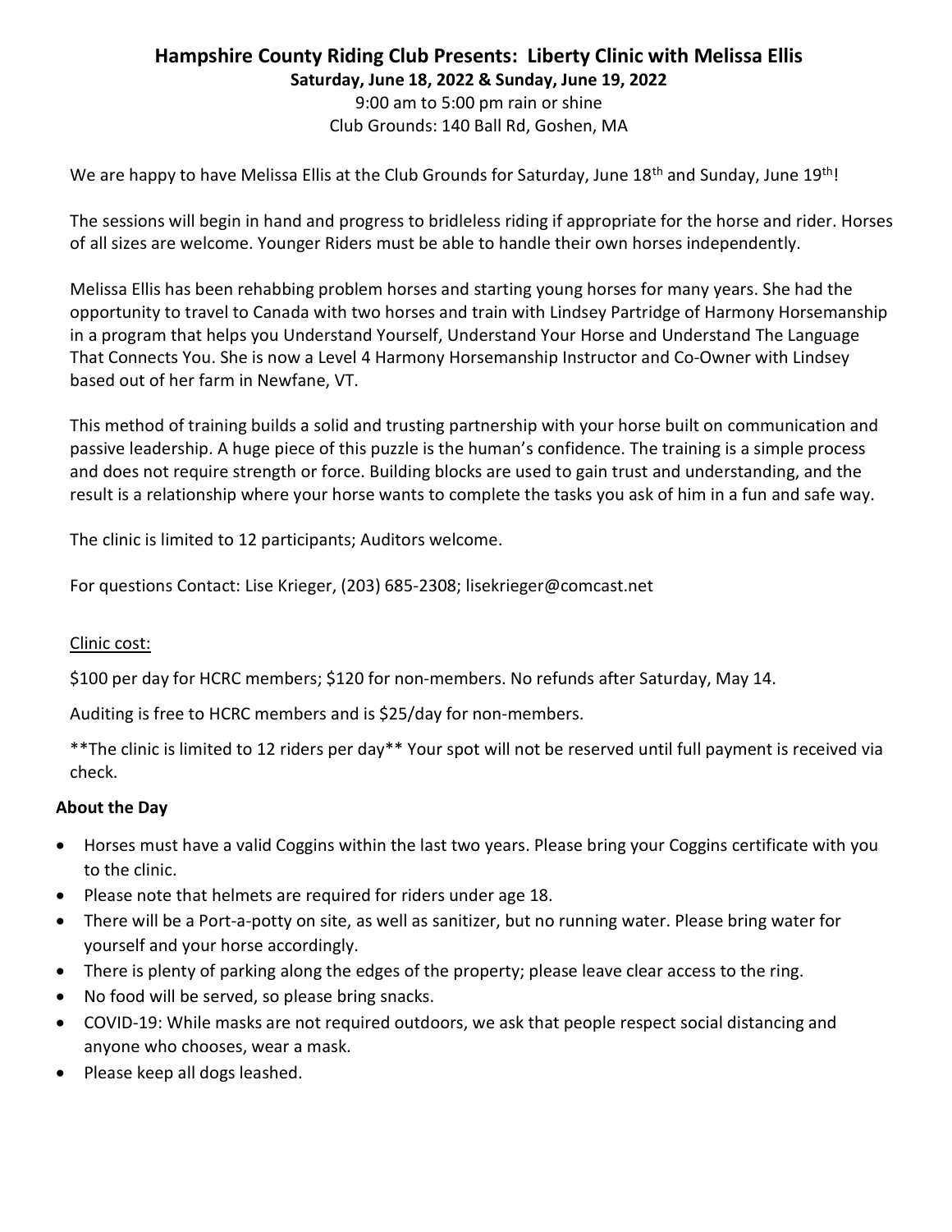# Hampshire County Riding Club Presents: Liberty Clinic with Melissa Ellis

**Saturday, June 18, 2022 & Sunday, June 19, 2022**

9:00 am to 5:00 pm rain or shine

Club Grounds: 140 Ball Rd, Goshen, MA

We are happy to have Melissa Ellis at the Club Grounds for Saturday, June 18th and Sunday, June 19th!

The sessions will begin in hand and progress to bridleless riding if appropriate for the horse and rider. Horses of all sizes are welcome. Younger Riders must be able to handle their own horses independently.

Melissa Ellis has been rehabbing problem horses and starting young horses for many years. She had the opportunity to travel to Canada with two horses and train with Lindsey Partridge of Harmony Horsemanship in a program that helps you Understand Yourself, Understand Your Horse and Understand The Language That Connects You. She is now a Level 4 Harmony Horsemanship Instructor and Co-Owner with Lindsey based out of her farm in Newfane, VT.

This method of training builds a solid and trusting partnership with your horse built on communication and passive leadership. A huge piece of this puzzle is the human's confidence. The training is a simple process and does not require strength or force. Building blocks are used to gain trust and understanding, and the result is a relationship where your horse wants to complete the tasks you ask of him in a fun and safe way.

The clinic is limited to 12 participants; Auditors welcome.

For questions Contact: Lise Krieger, (203) 685-2308; lisekrieger@comcast.net

<u>Clinic cost:</u>

$100 per day for HCRC members; $120 for non-members. No refunds after Saturday, May 14.

Auditing is free to HCRC members and is $25/day for non-members.

**The clinic is limited to 12 riders per day** Your spot will not be reserved until full payment is received via check.

### About the Day

- Horses must have a valid Coggins within the last two years. Please bring your Coggins certificate with you to the clinic.
- Please note that helmets are required for riders under age 18.
- There will be a Port-a-potty on site, as well as sanitizer, but no running water. Please bring water for yourself and your horse accordingly.
- There is plenty of parking along the edges of the property; please leave clear access to the ring.
- No food will be served, so please bring snacks.
- COVID-19: While masks are not required outdoors, we ask that people respect social distancing and anyone who chooses, wear a mask.
- Please keep all dogs leashed.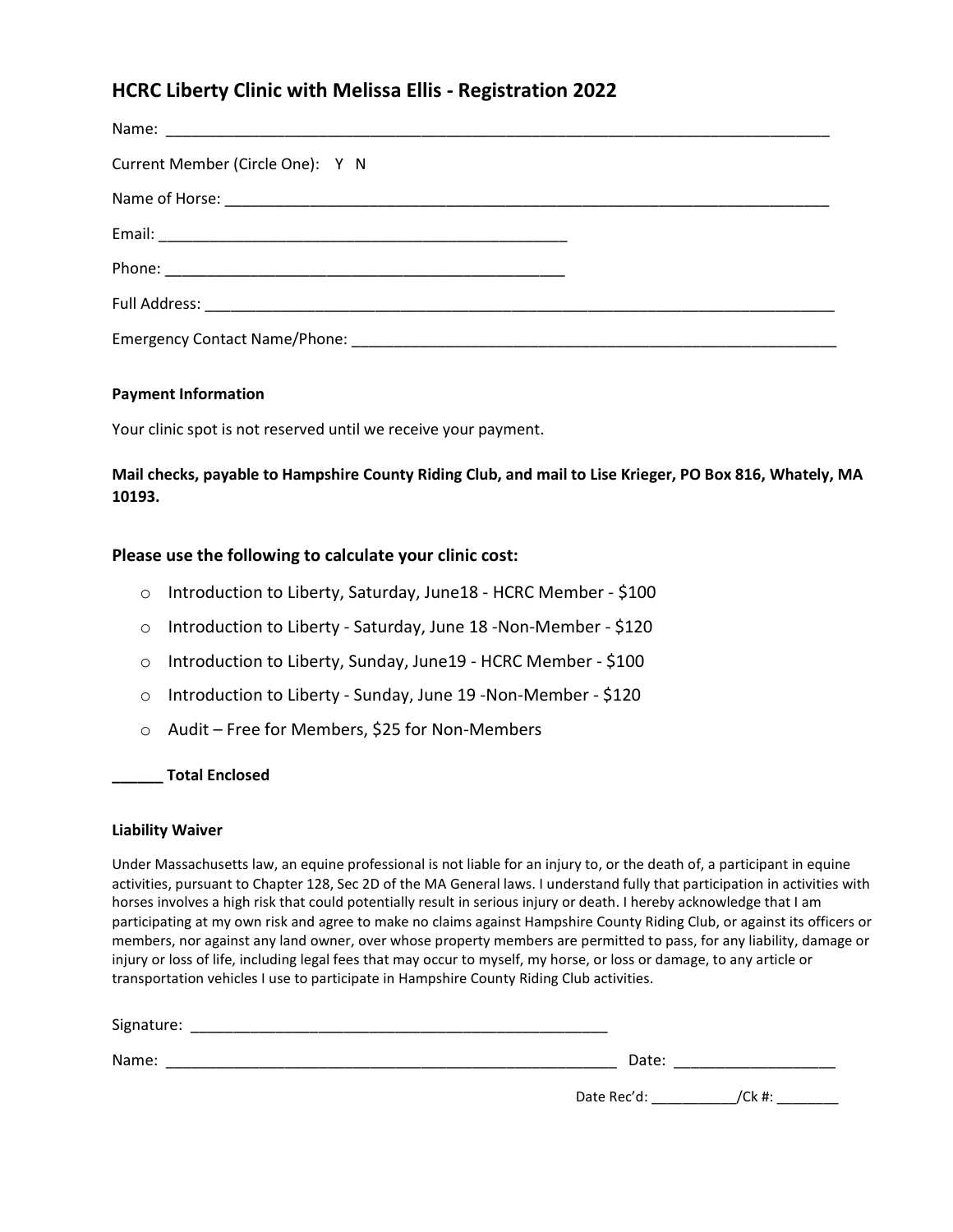## HCRC Liberty Clinic with Melissa Ellis - Registration 2022

Name: ___________________________________________________________________________

Current Member (Circle One): Y N

Name of Horse: ______________________________________________________________________

Email: _______________________________________________

Phone: _______________________________________________

Full Address: _________________________________________________________________________

Emergency Contact Name/Phone: _________________________________________________________

**Payment Information**

Your clinic spot is not reserved until we receive your payment.

**Mail checks, payable to Hampshire County Riding Club, and mail to Lise Krieger, PO Box 816, Whately, MA 10193.**

### Please use the following to calculate your clinic cost:

- Introduction to Liberty, Saturday, June18 - HCRC Member - $100
- Introduction to Liberty - Saturday, June 18 -Non-Member - $120
- Introduction to Liberty, Sunday, June19 - HCRC Member - $100
- Introduction to Liberty - Sunday, June 19 -Non-Member - $120
- Audit – Free for Members, $25 for Non-Members

**______ Total Enclosed**

**Liability Waiver**

Under Massachusetts law, an equine professional is not liable for an injury to, or the death of, a participant in equine activities, pursuant to Chapter 128, Sec 2D of the MA General laws. I understand fully that participation in activities with horses involves a high risk that could potentially result in serious injury or death. I hereby acknowledge that I am participating at my own risk and agree to make no claims against Hampshire County Riding Club, or against its officers or members, nor against any land owner, over whose property members are permitted to pass, for any liability, damage or injury or loss of life, including legal fees that may occur to myself, my horse, or loss or damage, to any article or transportation vehicles I use to participate in Hampshire County Riding Club activities.

Signature: ______________________________________________

Name: ___________________________________________________ Date: __________________

Date Rec'd: ___________/Ck #: ________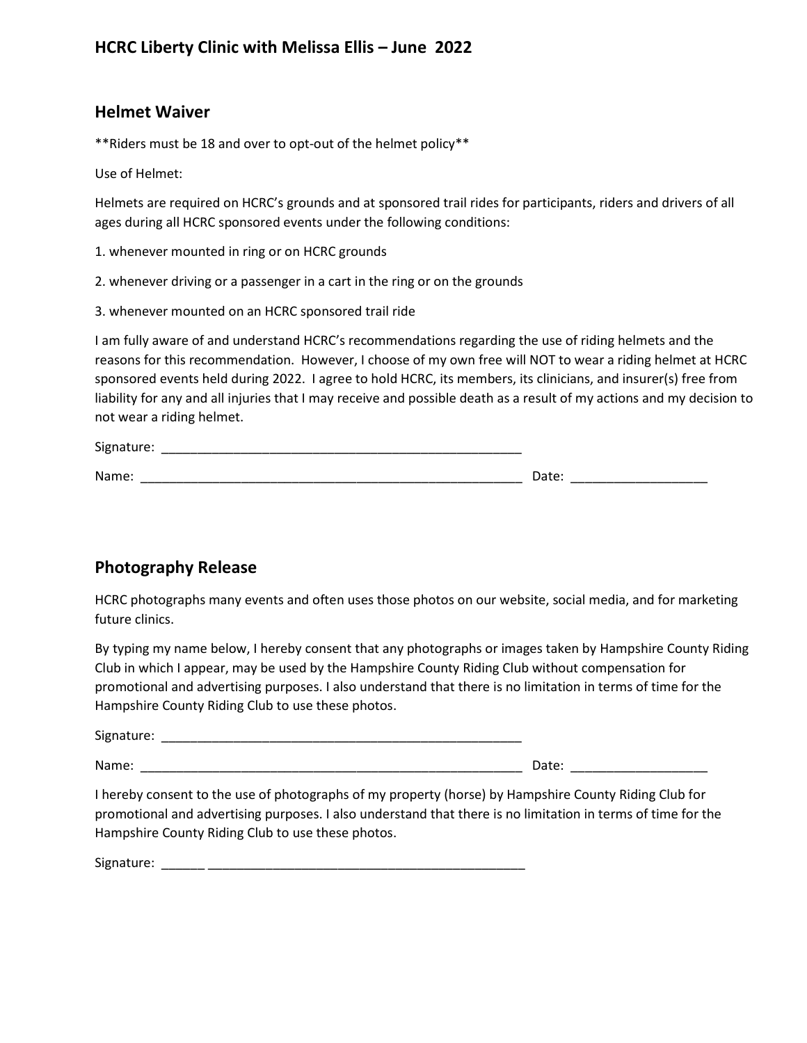## HCRC Liberty Clinic with Melissa Ellis – June 2022

### Helmet Waiver

**Riders must be 18 and over to opt-out of the helmet policy**

Use of Helmet:

Helmets are required on HCRC's grounds and at sponsored trail rides for participants, riders and drivers of all ages during all HCRC sponsored events under the following conditions:

1. whenever mounted in ring or on HCRC grounds
2. whenever driving or a passenger in a cart in the ring or on the grounds
3. whenever mounted on an HCRC sponsored trail ride

I am fully aware of and understand HCRC's recommendations regarding the use of riding helmets and the reasons for this recommendation. However, I choose of my own free will NOT to wear a riding helmet at HCRC sponsored events held during 2022. I agree to hold HCRC, its members, its clinicians, and insurer(s) free from liability for any and all injuries that I may receive and possible death as a result of my actions and my decision to not wear a riding helmet.

Signature: ___________________________________________________

Name: ______________________________________________________ Date: __________________

### Photography Release

HCRC photographs many events and often uses those photos on our website, social media, and for marketing future clinics.

By typing my name below, I hereby consent that any photographs or images taken by Hampshire County Riding Club in which I appear, may be used by the Hampshire County Riding Club without compensation for promotional and advertising purposes. I also understand that there is no limitation in terms of time for the Hampshire County Riding Club to use these photos.

Signature: ___________________________________________________

Name: ______________________________________________________ Date: __________________

I hereby consent to the use of photographs of my property (horse) by Hampshire County Riding Club for promotional and advertising purposes. I also understand that there is no limitation in terms of time for the Hampshire County Riding Club to use these photos.

Signature: ______ _____________________________________________